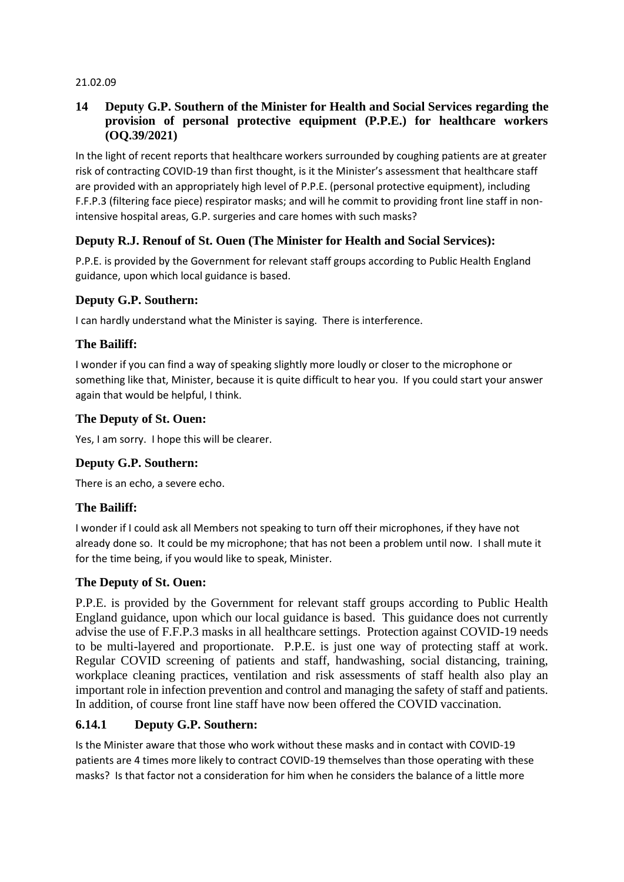21.02.09

## 14 Deputy G.P. Southern of the Minister for Health and Social Services regarding the provision of personal protective equipment (P.P.E.) for healthcare workers (OQ.39/2021)

In the light of recent reports that healthcare workers surrounded by coughing patients are at greater risk of contracting COVID-19 than first thought, is it the Minister's assessment that healthcare staff are provided with an appropriately high level of P.P.E. (personal protective equipment), including F.F.P.3 (filtering face piece) respirator masks; and will he commit to providing front line staff in non-intensive hospital areas, G.P. surgeries and care homes with such masks?

### Deputy R.J. Renouf of St. Ouen (The Minister for Health and Social Services):

P.P.E. is provided by the Government for relevant staff groups according to Public Health England guidance, upon which local guidance is based.

### Deputy G.P. Southern:

I can hardly understand what the Minister is saying. There is interference.

### The Bailiff:

I wonder if you can find a way of speaking slightly more loudly or closer to the microphone or something like that, Minister, because it is quite difficult to hear you. If you could start your answer again that would be helpful, I think.

### The Deputy of St. Ouen:

Yes, I am sorry. I hope this will be clearer.

### Deputy G.P. Southern:

There is an echo, a severe echo.

### The Bailiff:

I wonder if I could ask all Members not speaking to turn off their microphones, if they have not already done so. It could be my microphone; that has not been a problem until now. I shall mute it for the time being, if you would like to speak, Minister.

### The Deputy of St. Ouen:

P.P.E. is provided by the Government for relevant staff groups according to Public Health England guidance, upon which our local guidance is based. This guidance does not currently advise the use of F.F.P.3 masks in all healthcare settings. Protection against COVID-19 needs to be multi-layered and proportionate. P.P.E. is just one way of protecting staff at work. Regular COVID screening of patients and staff, handwashing, social distancing, training, workplace cleaning practices, ventilation and risk assessments of staff health also play an important role in infection prevention and control and managing the safety of staff and patients. In addition, of course front line staff have now been offered the COVID vaccination.

### 6.14.1 Deputy G.P. Southern:

Is the Minister aware that those who work without these masks and in contact with COVID-19 patients are 4 times more likely to contract COVID-19 themselves than those operating with these masks? Is that factor not a consideration for him when he considers the balance of a little more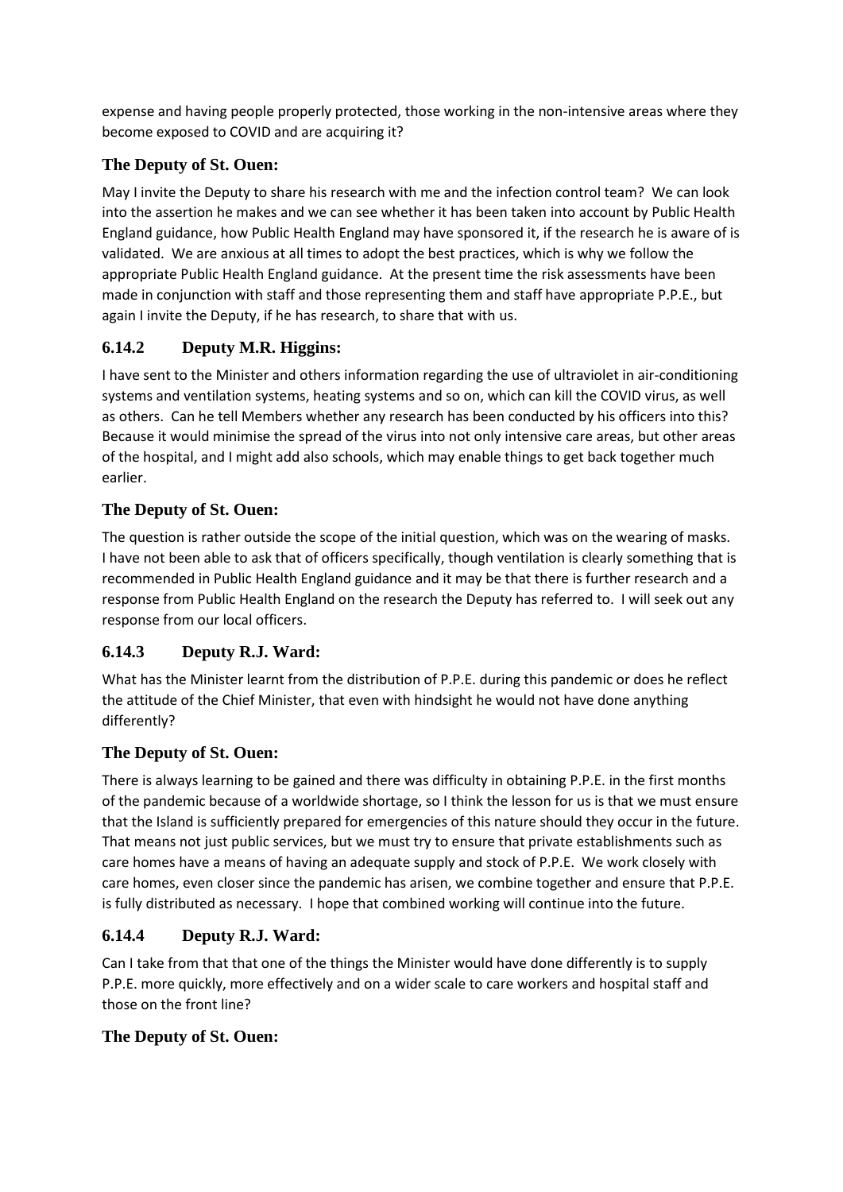expense and having people properly protected, those working in the non-intensive areas where they become exposed to COVID and are acquiring it?

### The Deputy of St. Ouen:

May I invite the Deputy to share his research with me and the infection control team? We can look into the assertion he makes and we can see whether it has been taken into account by Public Health England guidance, how Public Health England may have sponsored it, if the research he is aware of is validated. We are anxious at all times to adopt the best practices, which is why we follow the appropriate Public Health England guidance. At the present time the risk assessments have been made in conjunction with staff and those representing them and staff have appropriate P.P.E., but again I invite the Deputy, if he has research, to share that with us.

### 6.14.2 Deputy M.R. Higgins:

I have sent to the Minister and others information regarding the use of ultraviolet in air-conditioning systems and ventilation systems, heating systems and so on, which can kill the COVID virus, as well as others. Can he tell Members whether any research has been conducted by his officers into this? Because it would minimise the spread of the virus into not only intensive care areas, but other areas of the hospital, and I might add also schools, which may enable things to get back together much earlier.

### The Deputy of St. Ouen:

The question is rather outside the scope of the initial question, which was on the wearing of masks. I have not been able to ask that of officers specifically, though ventilation is clearly something that is recommended in Public Health England guidance and it may be that there is further research and a response from Public Health England on the research the Deputy has referred to. I will seek out any response from our local officers.

### 6.14.3 Deputy R.J. Ward:

What has the Minister learnt from the distribution of P.P.E. during this pandemic or does he reflect the attitude of the Chief Minister, that even with hindsight he would not have done anything differently?

### The Deputy of St. Ouen:

There is always learning to be gained and there was difficulty in obtaining P.P.E. in the first months of the pandemic because of a worldwide shortage, so I think the lesson for us is that we must ensure that the Island is sufficiently prepared for emergencies of this nature should they occur in the future. That means not just public services, but we must try to ensure that private establishments such as care homes have a means of having an adequate supply and stock of P.P.E. We work closely with care homes, even closer since the pandemic has arisen, we combine together and ensure that P.P.E. is fully distributed as necessary. I hope that combined working will continue into the future.

### 6.14.4 Deputy R.J. Ward:

Can I take from that that one of the things the Minister would have done differently is to supply P.P.E. more quickly, more effectively and on a wider scale to care workers and hospital staff and those on the front line?

### The Deputy of St. Ouen: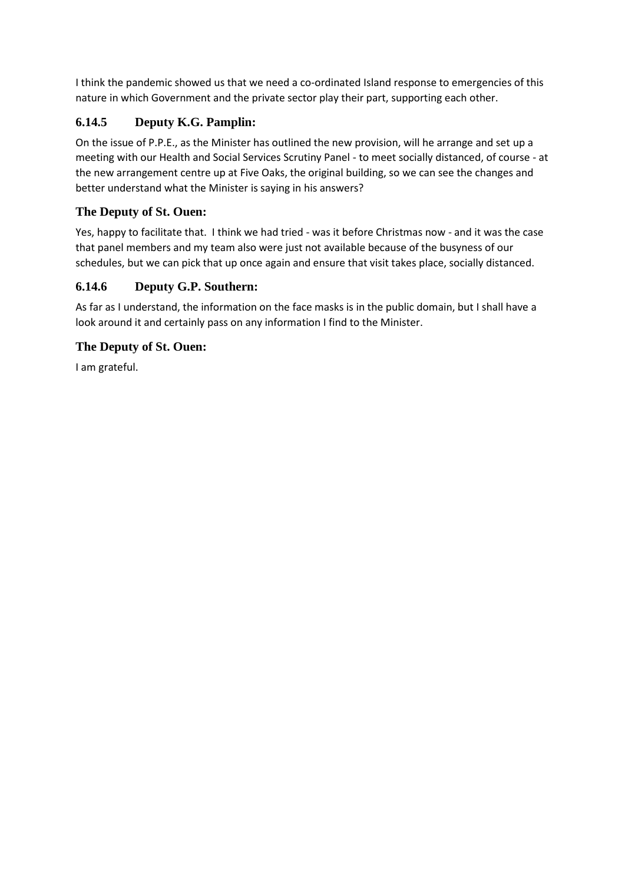I think the pandemic showed us that we need a co-ordinated Island response to emergencies of this nature in which Government and the private sector play their part, supporting each other.

### 6.14.5 Deputy K.G. Pamplin:

On the issue of P.P.E., as the Minister has outlined the new provision, will he arrange and set up a meeting with our Health and Social Services Scrutiny Panel - to meet socially distanced, of course - at the new arrangement centre up at Five Oaks, the original building, so we can see the changes and better understand what the Minister is saying in his answers?

### The Deputy of St. Ouen:

Yes, happy to facilitate that. I think we had tried - was it before Christmas now - and it was the case that panel members and my team also were just not available because of the busyness of our schedules, but we can pick that up once again and ensure that visit takes place, socially distanced.

### 6.14.6 Deputy G.P. Southern:

As far as I understand, the information on the face masks is in the public domain, but I shall have a look around it and certainly pass on any information I find to the Minister.

### The Deputy of St. Ouen:

I am grateful.